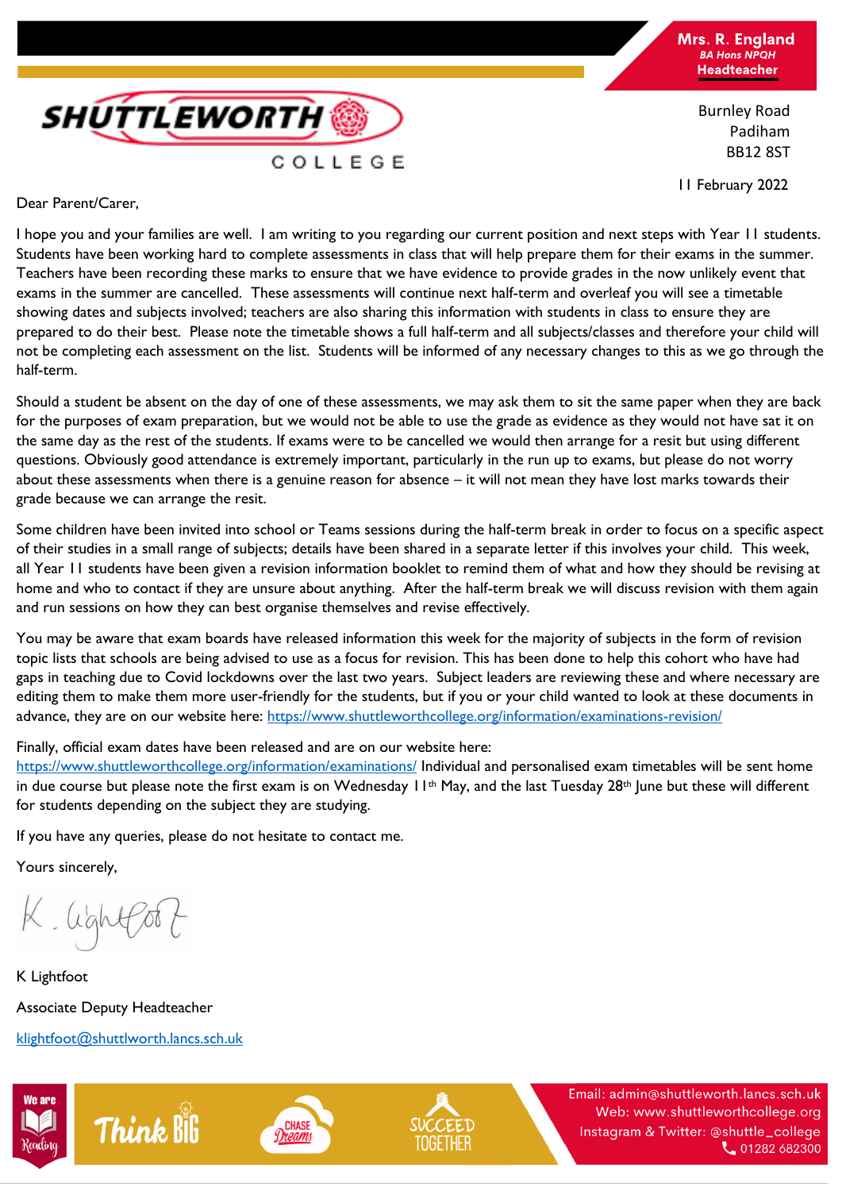**Mrs. R. England**
*BA Hons NPQH*
**Headteacher**

SHUTTLEWORTH COLLEGE

Burnley Road
Padiham
BB12 8ST

11 February 2022

Dear Parent/Carer,

I hope you and your families are well. I am writing to you regarding our current position and next steps with Year 11 students. Students have been working hard to complete assessments in class that will help prepare them for their exams in the summer. Teachers have been recording these marks to ensure that we have evidence to provide grades in the now unlikely event that exams in the summer are cancelled. These assessments will continue next half-term and overleaf you will see a timetable showing dates and subjects involved; teachers are also sharing this information with students in class to ensure they are prepared to do their best. Please note the timetable shows a full half-term and all subjects/classes and therefore your child will not be completing each assessment on the list. Students will be informed of any necessary changes to this as we go through the half-term.

Should a student be absent on the day of one of these assessments, we may ask them to sit the same paper when they are back for the purposes of exam preparation, but we would not be able to use the grade as evidence as they would not have sat it on the same day as the rest of the students. If exams were to be cancelled we would then arrange for a resit but using different questions. Obviously good attendance is extremely important, particularly in the run up to exams, but please do not worry about these assessments when there is a genuine reason for absence – it will not mean they have lost marks towards their grade because we can arrange the resit.

Some children have been invited into school or Teams sessions during the half-term break in order to focus on a specific aspect of their studies in a small range of subjects; details have been shared in a separate letter if this involves your child. This week, all Year 11 students have been given a revision information booklet to remind them of what and how they should be revising at home and who to contact if they are unsure about anything. After the half-term break we will discuss revision with them again and run sessions on how they can best organise themselves and revise effectively.

You may be aware that exam boards have released information this week for the majority of subjects in the form of revision topic lists that schools are being advised to use as a focus for revision. This has been done to help this cohort who have had gaps in teaching due to Covid lockdowns over the last two years. Subject leaders are reviewing these and where necessary are editing them to make them more user-friendly for the students, but if you or your child wanted to look at these documents in advance, they are on our website here: [https://www.shuttleworthcollege.org/information/examinations-revision/](https://www.shuttleworthcollege.org/information/examinations-revision/)

Finally, official exam dates have been released and are on our website here: [https://www.shuttleworthcollege.org/information/examinations/](https://www.shuttleworthcollege.org/information/examinations/) Individual and personalised exam timetables will be sent home in due course but please note the first exam is on Wednesday 11th May, and the last Tuesday 28th June but these will different for students depending on the subject they are studying.

If you have any queries, please do not hesitate to contact me.

Yours sincerely,

K Lightfoot

Associate Deputy Headteacher

[klightfoot@shuttlworth.lancs.sch.uk](mailto:klightfoot@shuttlworth.lancs.sch.uk)

We are Reading | Think BIG | Chase Dreams | Succeed Together

Email: admin@shuttleworth.lancs.sch.uk
Web: www.shuttleworthcollege.org
Instagram & Twitter: @shuttle_college
01282 682300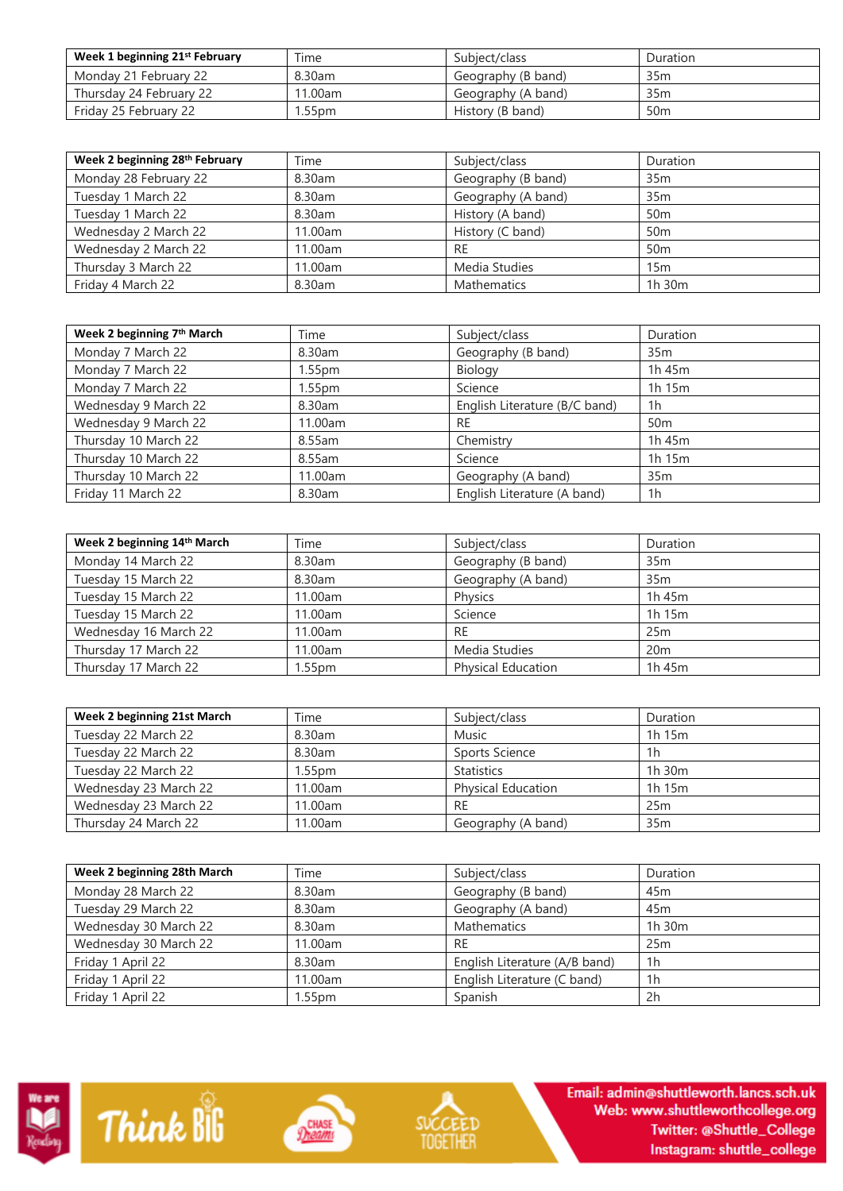| Week 1 beginning 21st February | Time | Subject/class | Duration |
|---|---|---|---|
| Monday 21 February 22 | 8.30am | Geography (B band) | 35m |
| Thursday 24 February 22 | 11.00am | Geography (A band) | 35m |
| Friday 25 February 22 | 1.55pm | History (B band) | 50m |

| Week 2 beginning 28th February | Time | Subject/class | Duration |
|---|---|---|---|
| Monday 28 February 22 | 8.30am | Geography (B band) | 35m |
| Tuesday 1 March 22 | 8.30am | Geography (A band) | 35m |
| Tuesday 1 March 22 | 8.30am | History (A band) | 50m |
| Wednesday 2 March 22 | 11.00am | History (C band) | 50m |
| Wednesday 2 March 22 | 11.00am | RE | 50m |
| Thursday 3 March 22 | 11.00am | Media Studies | 15m |
| Friday 4 March 22 | 8.30am | Mathematics | 1h 30m |

| Week 2 beginning 7th March | Time | Subject/class | Duration |
|---|---|---|---|
| Monday 7 March 22 | 8.30am | Geography (B band) | 35m |
| Monday 7 March 22 | 1.55pm | Biology | 1h 45m |
| Monday 7 March 22 | 1.55pm | Science | 1h 15m |
| Wednesday 9 March 22 | 8.30am | English Literature (B/C band) | 1h |
| Wednesday 9 March 22 | 11.00am | RE | 50m |
| Thursday 10 March 22 | 8.55am | Chemistry | 1h 45m |
| Thursday 10 March 22 | 8.55am | Science | 1h 15m |
| Thursday 10 March 22 | 11.00am | Geography (A band) | 35m |
| Friday 11 March 22 | 8.30am | English Literature (A band) | 1h |

| Week 2 beginning 14th March | Time | Subject/class | Duration |
|---|---|---|---|
| Monday 14 March 22 | 8.30am | Geography (B band) | 35m |
| Tuesday 15 March 22 | 8.30am | Geography (A band) | 35m |
| Tuesday 15 March 22 | 11.00am | Physics | 1h 45m |
| Tuesday 15 March 22 | 11.00am | Science | 1h 15m |
| Wednesday 16 March 22 | 11.00am | RE | 25m |
| Thursday 17 March 22 | 11.00am | Media Studies | 20m |
| Thursday 17 March 22 | 1.55pm | Physical Education | 1h 45m |

| Week 2 beginning 21st March | Time | Subject/class | Duration |
|---|---|---|---|
| Tuesday 22 March 22 | 8.30am | Music | 1h 15m |
| Tuesday 22 March 22 | 8.30am | Sports Science | 1h |
| Tuesday 22 March 22 | 1.55pm | Statistics | 1h 30m |
| Wednesday 23 March 22 | 11.00am | Physical Education | 1h 15m |
| Wednesday 23 March 22 | 11.00am | RE | 25m |
| Thursday 24 March 22 | 11.00am | Geography (A band) | 35m |

| Week 2 beginning 28th March | Time | Subject/class | Duration |
|---|---|---|---|
| Monday 28 March 22 | 8.30am | Geography (B band) | 45m |
| Tuesday 29 March 22 | 8.30am | Geography (A band) | 45m |
| Wednesday 30 March 22 | 8.30am | Mathematics | 1h 30m |
| Wednesday 30 March 22 | 11.00am | RE | 25m |
| Friday 1 April 22 | 8.30am | English Literature (A/B band) | 1h |
| Friday 1 April 22 | 11.00am | English Literature (C band) | 1h |
| Friday 1 April 22 | 1.55pm | Spanish | 2h |

We are Reading | Think BIG | Chase Dreams | Succeed Together

Email: admin@shuttleworth.lancs.sch.uk
Web: www.shuttleworthcollege.org
Twitter: @Shuttle_College
Instagram: shuttle_college